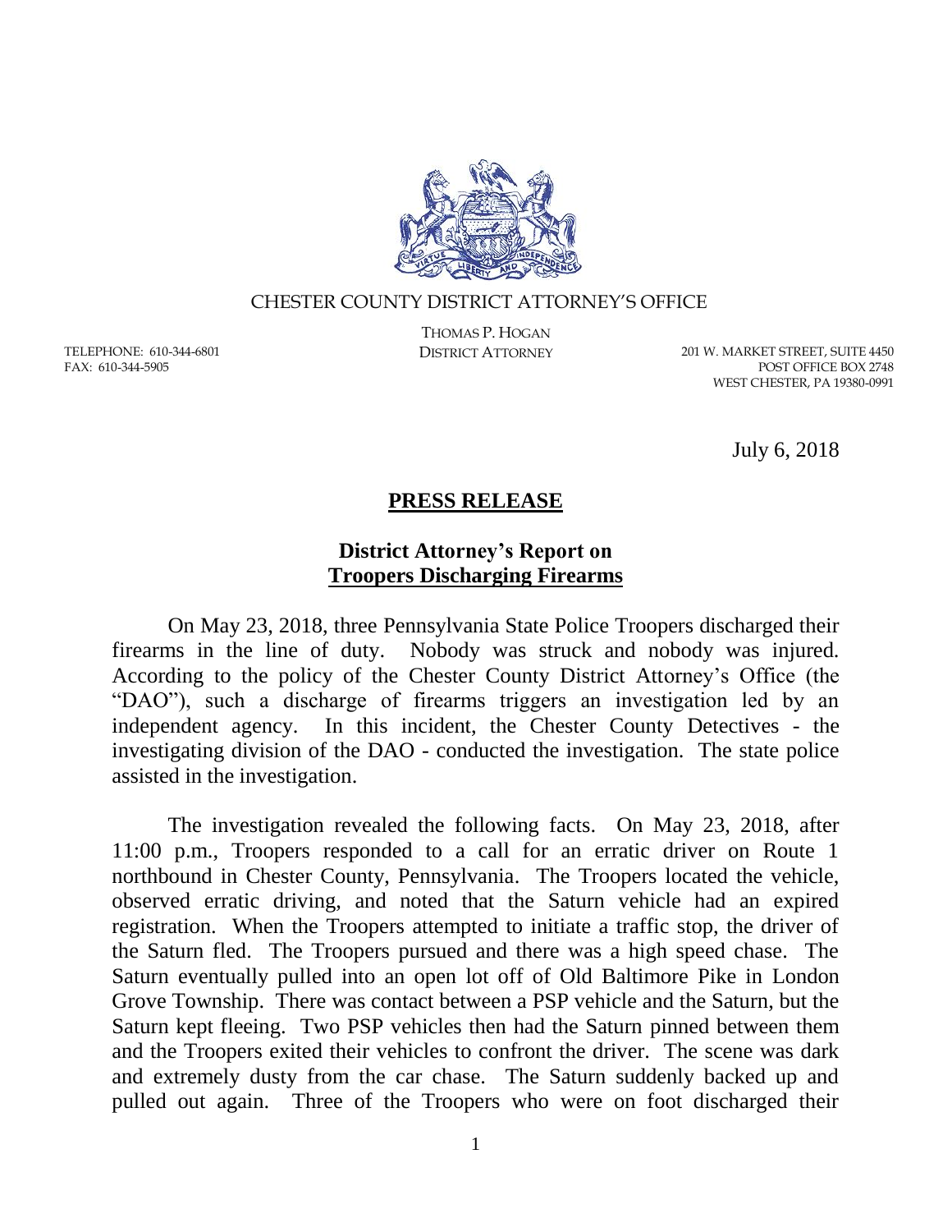CHESTER COUNTY DISTRICT ATTORNEY'S OFFICE

THOMAS P. HOGAN
DISTRICT ATTORNEY

TELEPHONE: 610-344-6801
FAX: 610-344-5905

201 W. MARKET STREET, SUITE 4450
POST OFFICE BOX 2748
WEST CHESTER, PA 19380-0991

July 6, 2018

# PRESS RELEASE

## District Attorney's Report on Troopers Discharging Firearms

On May 23, 2018, three Pennsylvania State Police Troopers discharged their firearms in the line of duty. Nobody was struck and nobody was injured. According to the policy of the Chester County District Attorney's Office (the "DAO"), such a discharge of firearms triggers an investigation led by an independent agency. In this incident, the Chester County Detectives - the investigating division of the DAO - conducted the investigation. The state police assisted in the investigation.

The investigation revealed the following facts. On May 23, 2018, after 11:00 p.m., Troopers responded to a call for an erratic driver on Route 1 northbound in Chester County, Pennsylvania. The Troopers located the vehicle, observed erratic driving, and noted that the Saturn vehicle had an expired registration. When the Troopers attempted to initiate a traffic stop, the driver of the Saturn fled. The Troopers pursued and there was a high speed chase. The Saturn eventually pulled into an open lot off of Old Baltimore Pike in London Grove Township. There was contact between a PSP vehicle and the Saturn, but the Saturn kept fleeing. Two PSP vehicles then had the Saturn pinned between them and the Troopers exited their vehicles to confront the driver. The scene was dark and extremely dusty from the car chase. The Saturn suddenly backed up and pulled out again. Three of the Troopers who were on foot discharged their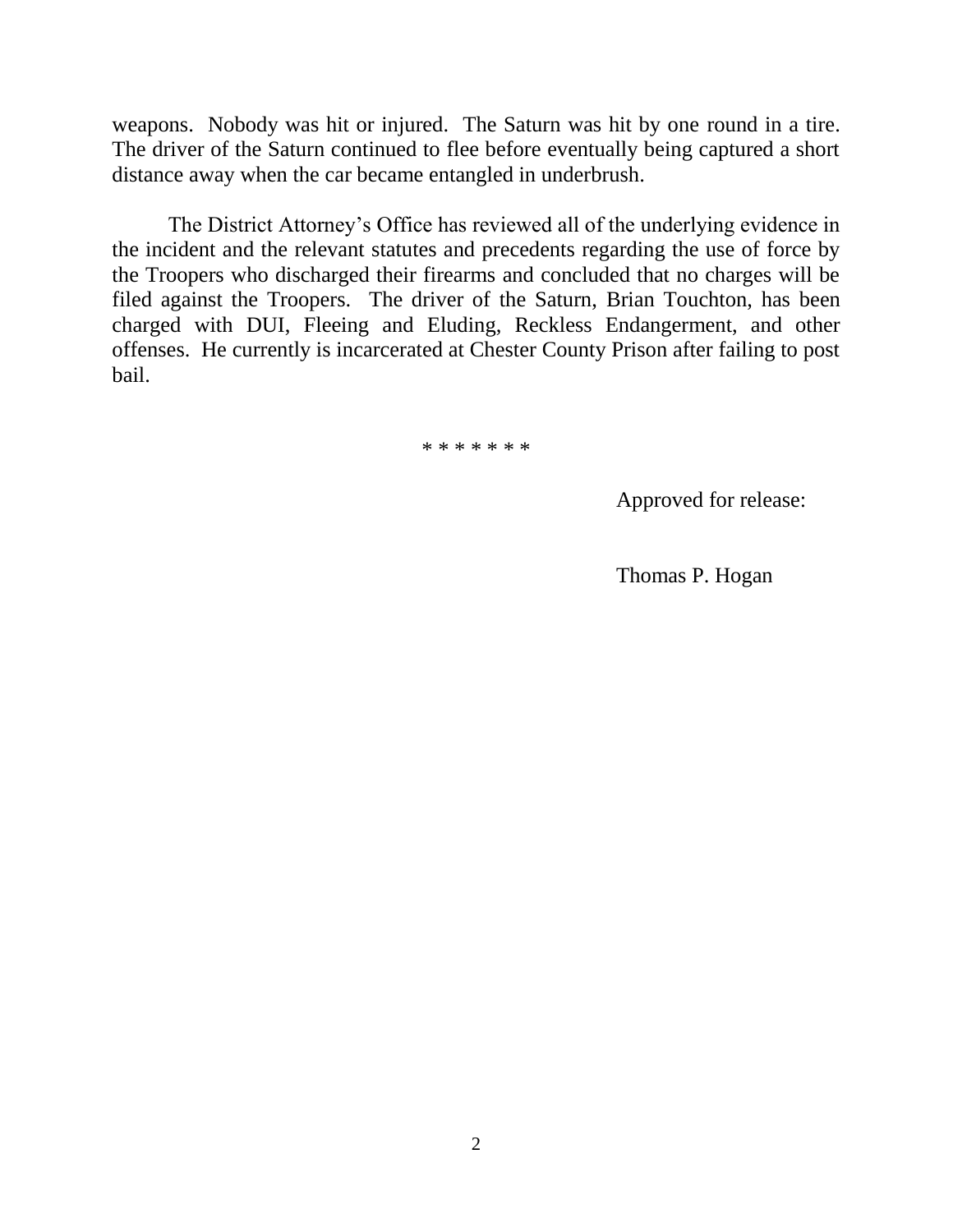weapons. Nobody was hit or injured. The Saturn was hit by one round in a tire. The driver of the Saturn continued to flee before eventually being captured a short distance away when the car became entangled in underbrush.

The District Attorney's Office has reviewed all of the underlying evidence in the incident and the relevant statutes and precedents regarding the use of force by the Troopers who discharged their firearms and concluded that no charges will be filed against the Troopers. The driver of the Saturn, Brian Touchton, has been charged with DUI, Fleeing and Eluding, Reckless Endangerment, and other offenses. He currently is incarcerated at Chester County Prison after failing to post bail.

* * * * * * *

Approved for release:

Thomas P. Hogan